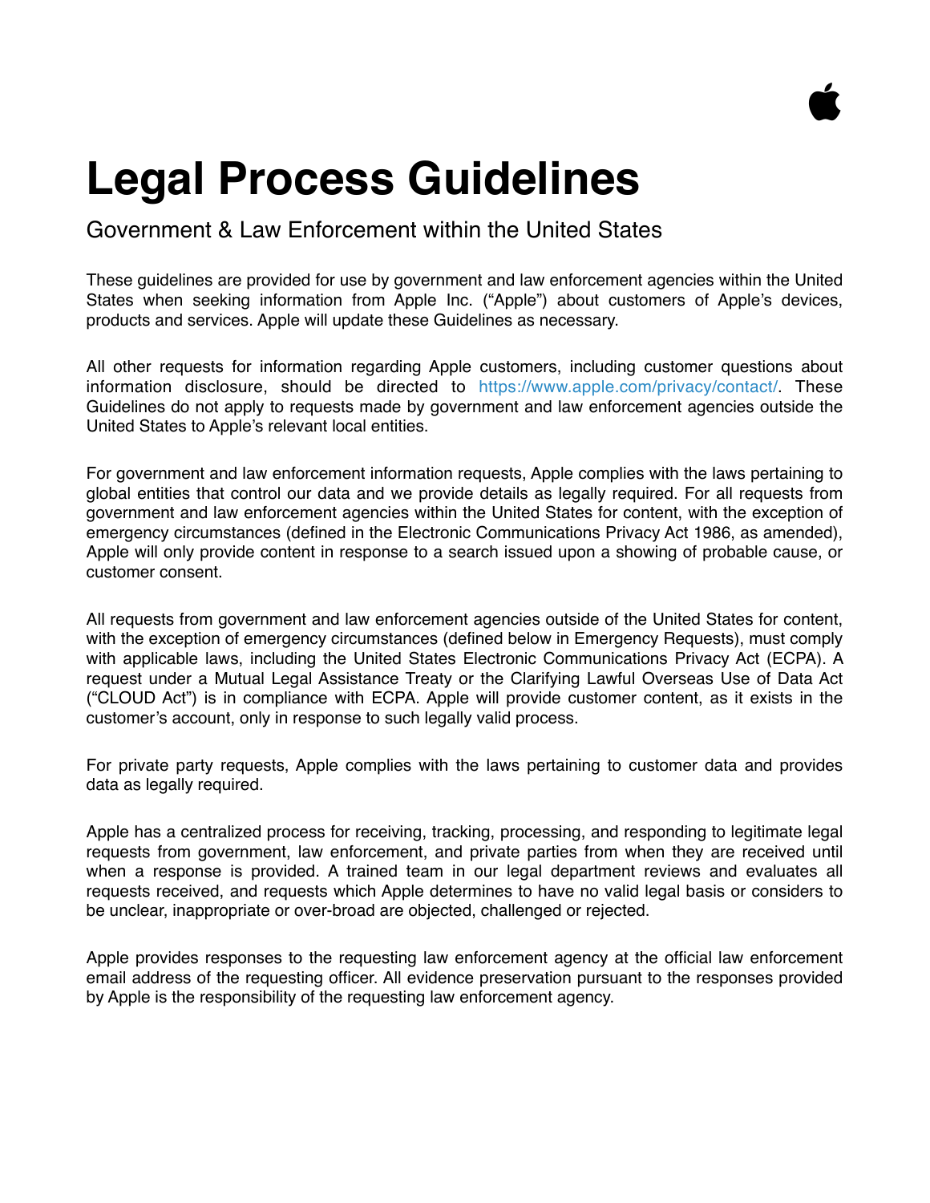# Legal Process Guidelines

Government & Law Enforcement within the United States

These guidelines are provided for use by government and law enforcement agencies within the United States when seeking information from Apple Inc. ("Apple") about customers of Apple's devices, products and services. Apple will update these Guidelines as necessary.

All other requests for information regarding Apple customers, including customer questions about information disclosure, should be directed to https://www.apple.com/privacy/contact/. These Guidelines do not apply to requests made by government and law enforcement agencies outside the United States to Apple's relevant local entities.

For government and law enforcement information requests, Apple complies with the laws pertaining to global entities that control our data and we provide details as legally required. For all requests from government and law enforcement agencies within the United States for content, with the exception of emergency circumstances (defined in the Electronic Communications Privacy Act 1986, as amended), Apple will only provide content in response to a search issued upon a showing of probable cause, or customer consent.

All requests from government and law enforcement agencies outside of the United States for content, with the exception of emergency circumstances (defined below in Emergency Requests), must comply with applicable laws, including the United States Electronic Communications Privacy Act (ECPA). A request under a Mutual Legal Assistance Treaty or the Clarifying Lawful Overseas Use of Data Act ("CLOUD Act") is in compliance with ECPA. Apple will provide customer content, as it exists in the customer's account, only in response to such legally valid process.

For private party requests, Apple complies with the laws pertaining to customer data and provides data as legally required.

Apple has a centralized process for receiving, tracking, processing, and responding to legitimate legal requests from government, law enforcement, and private parties from when they are received until when a response is provided. A trained team in our legal department reviews and evaluates all requests received, and requests which Apple determines to have no valid legal basis or considers to be unclear, inappropriate or over-broad are objected, challenged or rejected.

Apple provides responses to the requesting law enforcement agency at the official law enforcement email address of the requesting officer. All evidence preservation pursuant to the responses provided by Apple is the responsibility of the requesting law enforcement agency.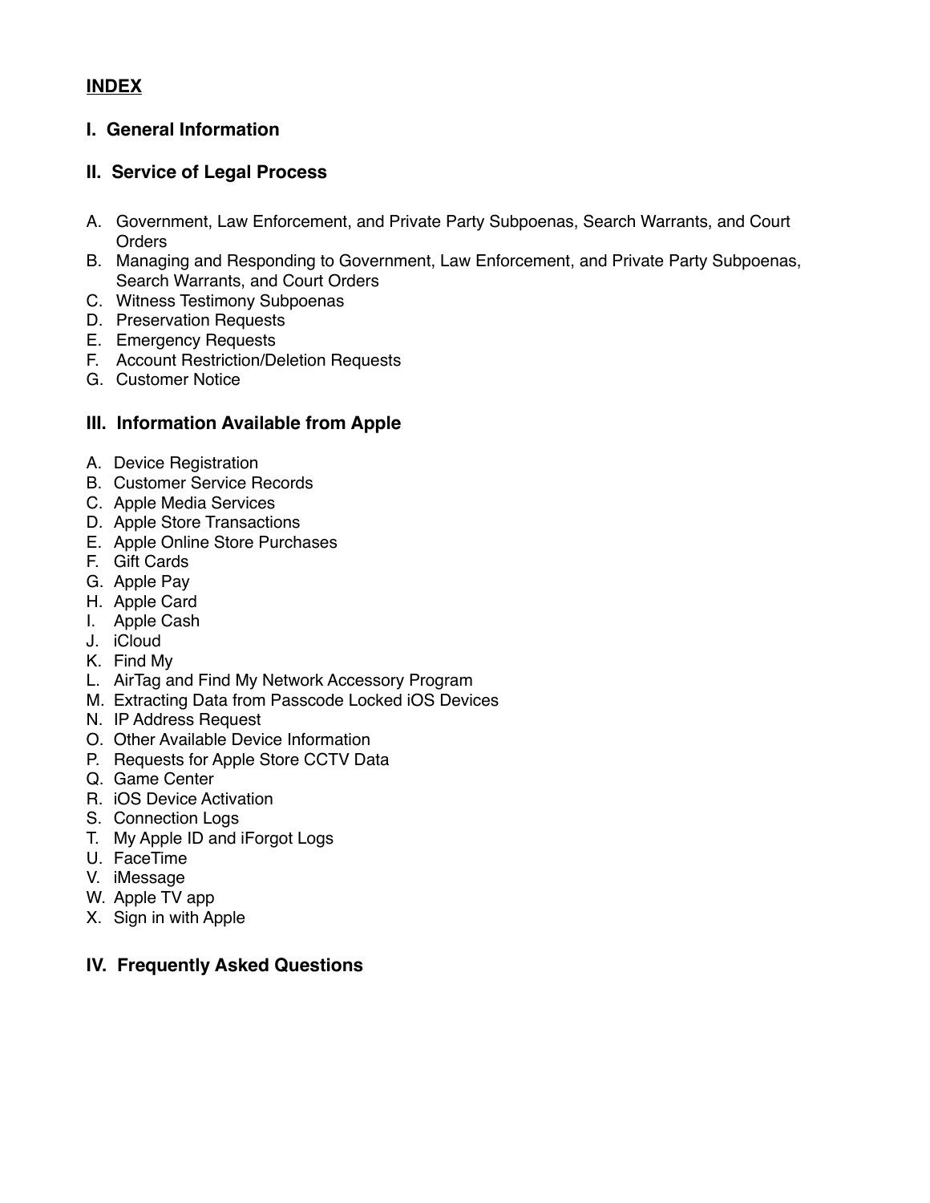## INDEX

### I. General Information

### II. Service of Legal Process

A. Government, Law Enforcement, and Private Party Subpoenas, Search Warrants, and Court Orders
B. Managing and Responding to Government, Law Enforcement, and Private Party Subpoenas, Search Warrants, and Court Orders
C. Witness Testimony Subpoenas
D. Preservation Requests
E. Emergency Requests
F. Account Restriction/Deletion Requests
G. Customer Notice

### III. Information Available from Apple

A. Device Registration
B. Customer Service Records
C. Apple Media Services
D. Apple Store Transactions
E. Apple Online Store Purchases
F. Gift Cards
G. Apple Pay
H. Apple Card
I. Apple Cash
J. iCloud
K. Find My
L. AirTag and Find My Network Accessory Program
M. Extracting Data from Passcode Locked iOS Devices
N. IP Address Request
O. Other Available Device Information
P. Requests for Apple Store CCTV Data
Q. Game Center
R. iOS Device Activation
S. Connection Logs
T. My Apple ID and iForgot Logs
U. FaceTime
V. iMessage
W. Apple TV app
X. Sign in with Apple

### IV. Frequently Asked Questions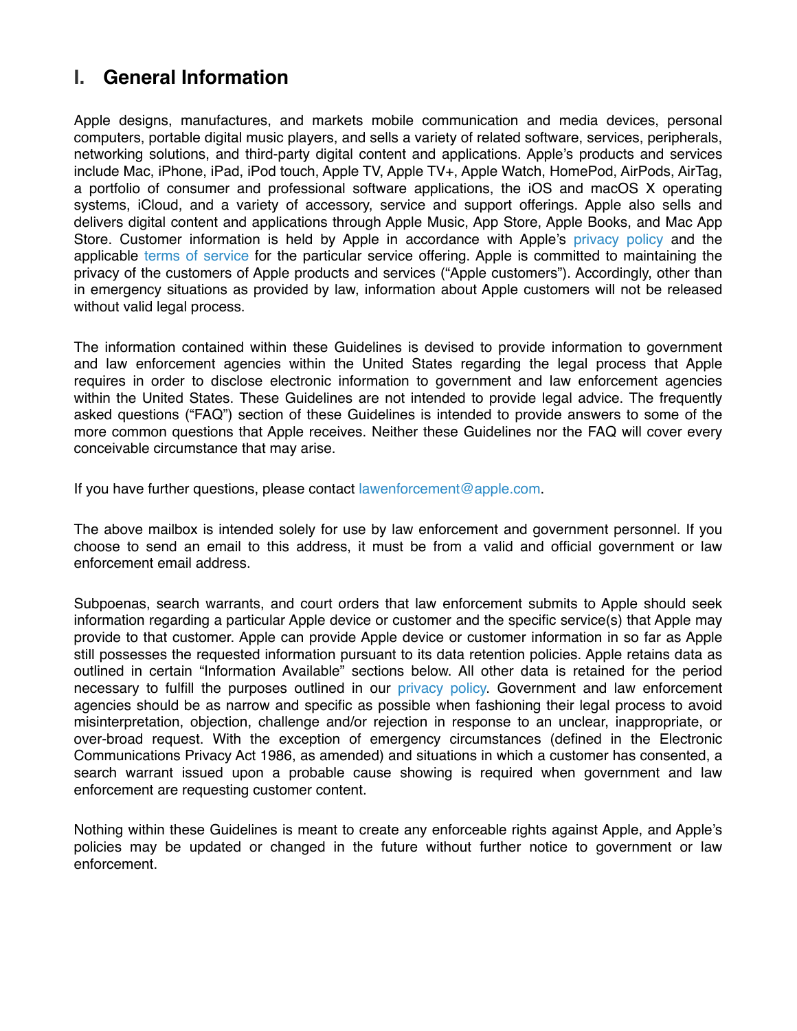## I. General Information

Apple designs, manufactures, and markets mobile communication and media devices, personal computers, portable digital music players, and sells a variety of related software, services, peripherals, networking solutions, and third-party digital content and applications. Apple's products and services include Mac, iPhone, iPad, iPod touch, Apple TV, Apple TV+, Apple Watch, HomePod, AirPods, AirTag, a portfolio of consumer and professional software applications, the iOS and macOS X operating systems, iCloud, and a variety of accessory, service and support offerings. Apple also sells and delivers digital content and applications through Apple Music, App Store, Apple Books, and Mac App Store. Customer information is held by Apple in accordance with Apple's privacy policy and the applicable terms of service for the particular service offering. Apple is committed to maintaining the privacy of the customers of Apple products and services ("Apple customers"). Accordingly, other than in emergency situations as provided by law, information about Apple customers will not be released without valid legal process.

The information contained within these Guidelines is devised to provide information to government and law enforcement agencies within the United States regarding the legal process that Apple requires in order to disclose electronic information to government and law enforcement agencies within the United States. These Guidelines are not intended to provide legal advice. The frequently asked questions ("FAQ") section of these Guidelines is intended to provide answers to some of the more common questions that Apple receives. Neither these Guidelines nor the FAQ will cover every conceivable circumstance that may arise.

If you have further questions, please contact lawenforcement@apple.com.

The above mailbox is intended solely for use by law enforcement and government personnel. If you choose to send an email to this address, it must be from a valid and official government or law enforcement email address.

Subpoenas, search warrants, and court orders that law enforcement submits to Apple should seek information regarding a particular Apple device or customer and the specific service(s) that Apple may provide to that customer. Apple can provide Apple device or customer information in so far as Apple still possesses the requested information pursuant to its data retention policies. Apple retains data as outlined in certain "Information Available" sections below. All other data is retained for the period necessary to fulfill the purposes outlined in our privacy policy. Government and law enforcement agencies should be as narrow and specific as possible when fashioning their legal process to avoid misinterpretation, objection, challenge and/or rejection in response to an unclear, inappropriate, or over-broad request. With the exception of emergency circumstances (defined in the Electronic Communications Privacy Act 1986, as amended) and situations in which a customer has consented, a search warrant issued upon a probable cause showing is required when government and law enforcement are requesting customer content.

Nothing within these Guidelines is meant to create any enforceable rights against Apple, and Apple's policies may be updated or changed in the future without further notice to government or law enforcement.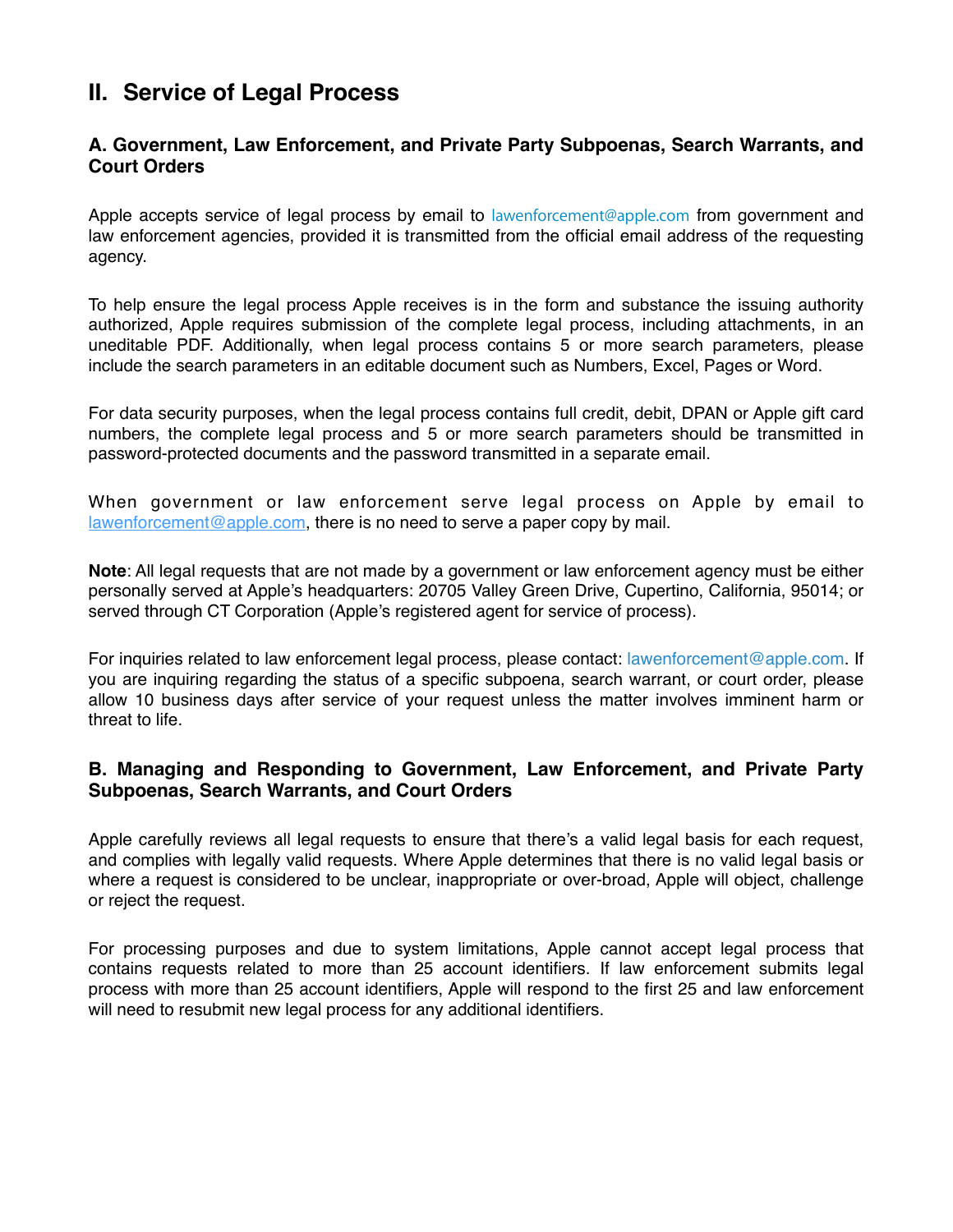## II. Service of Legal Process

### A. Government, Law Enforcement, and Private Party Subpoenas, Search Warrants, and Court Orders

Apple accepts service of legal process by email to lawenforcement@apple.com from government and law enforcement agencies, provided it is transmitted from the official email address of the requesting agency.

To help ensure the legal process Apple receives is in the form and substance the issuing authority authorized, Apple requires submission of the complete legal process, including attachments, in an uneditable PDF. Additionally, when legal process contains 5 or more search parameters, please include the search parameters in an editable document such as Numbers, Excel, Pages or Word.

For data security purposes, when the legal process contains full credit, debit, DPAN or Apple gift card numbers, the complete legal process and 5 or more search parameters should be transmitted in password-protected documents and the password transmitted in a separate email.

When government or law enforcement serve legal process on Apple by email to lawenforcement@apple.com, there is no need to serve a paper copy by mail.

**Note**: All legal requests that are not made by a government or law enforcement agency must be either personally served at Apple's headquarters: 20705 Valley Green Drive, Cupertino, California, 95014; or served through CT Corporation (Apple's registered agent for service of process).

For inquiries related to law enforcement legal process, please contact: lawenforcement@apple.com. If you are inquiring regarding the status of a specific subpoena, search warrant, or court order, please allow 10 business days after service of your request unless the matter involves imminent harm or threat to life.

### B. Managing and Responding to Government, Law Enforcement, and Private Party Subpoenas, Search Warrants, and Court Orders

Apple carefully reviews all legal requests to ensure that there's a valid legal basis for each request, and complies with legally valid requests. Where Apple determines that there is no valid legal basis or where a request is considered to be unclear, inappropriate or over-broad, Apple will object, challenge or reject the request.

For processing purposes and due to system limitations, Apple cannot accept legal process that contains requests related to more than 25 account identifiers. If law enforcement submits legal process with more than 25 account identifiers, Apple will respond to the first 25 and law enforcement will need to resubmit new legal process for any additional identifiers.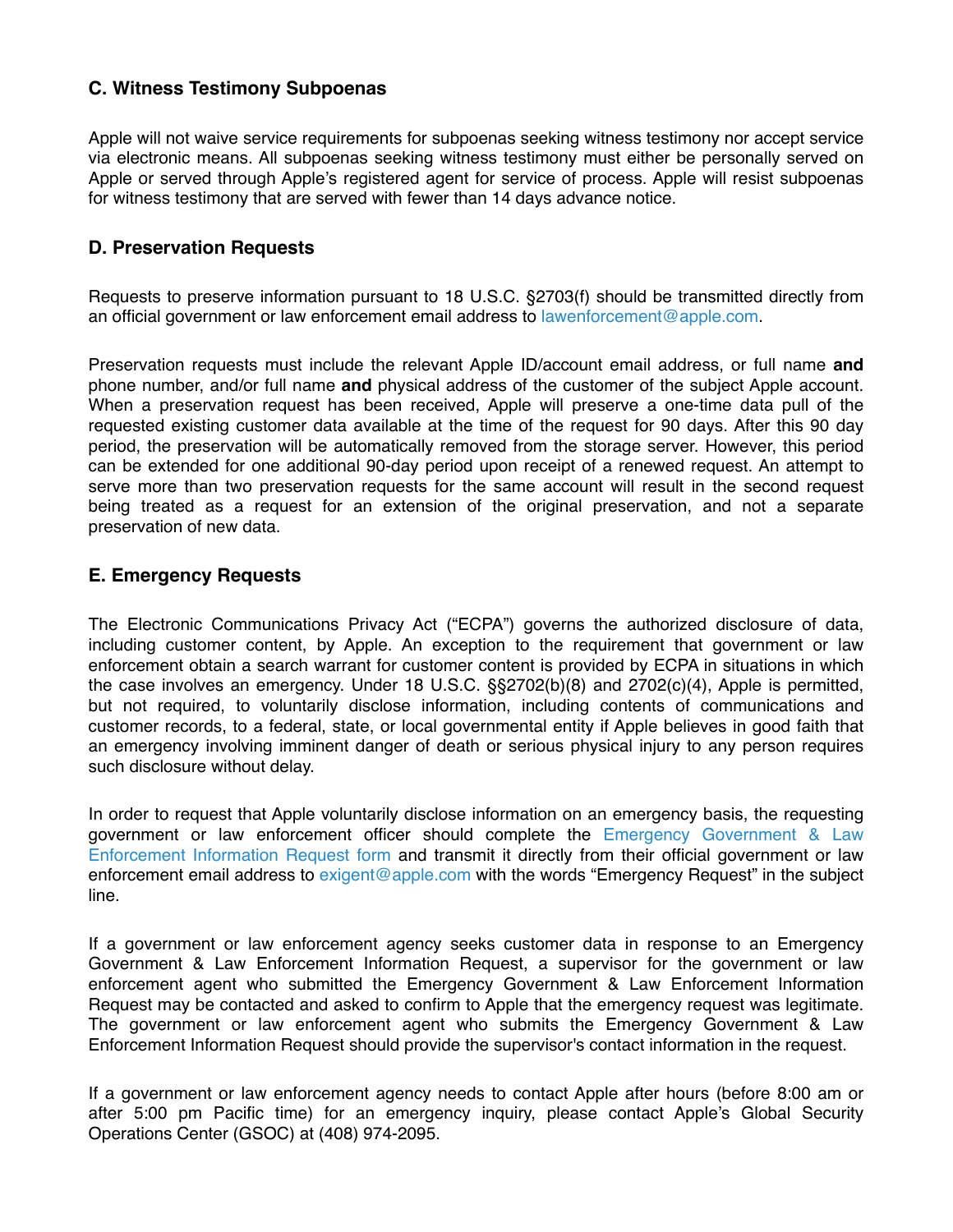### C. Witness Testimony Subpoenas

Apple will not waive service requirements for subpoenas seeking witness testimony nor accept service via electronic means. All subpoenas seeking witness testimony must either be personally served on Apple or served through Apple's registered agent for service of process. Apple will resist subpoenas for witness testimony that are served with fewer than 14 days advance notice.

### D. Preservation Requests

Requests to preserve information pursuant to 18 U.S.C. §2703(f) should be transmitted directly from an official government or law enforcement email address to lawenforcement@apple.com.

Preservation requests must include the relevant Apple ID/account email address, or full name **and** phone number, and/or full name **and** physical address of the customer of the subject Apple account. When a preservation request has been received, Apple will preserve a one-time data pull of the requested existing customer data available at the time of the request for 90 days. After this 90 day period, the preservation will be automatically removed from the storage server. However, this period can be extended for one additional 90-day period upon receipt of a renewed request. An attempt to serve more than two preservation requests for the same account will result in the second request being treated as a request for an extension of the original preservation, and not a separate preservation of new data.

### E. Emergency Requests

The Electronic Communications Privacy Act ("ECPA") governs the authorized disclosure of data, including customer content, by Apple. An exception to the requirement that government or law enforcement obtain a search warrant for customer content is provided by ECPA in situations in which the case involves an emergency. Under 18 U.S.C. §§2702(b)(8) and 2702(c)(4), Apple is permitted, but not required, to voluntarily disclose information, including contents of communications and customer records, to a federal, state, or local governmental entity if Apple believes in good faith that an emergency involving imminent danger of death or serious physical injury to any person requires such disclosure without delay.

In order to request that Apple voluntarily disclose information on an emergency basis, the requesting government or law enforcement officer should complete the Emergency Government & Law Enforcement Information Request form and transmit it directly from their official government or law enforcement email address to exigent@apple.com with the words "Emergency Request" in the subject line.

If a government or law enforcement agency seeks customer data in response to an Emergency Government & Law Enforcement Information Request, a supervisor for the government or law enforcement agent who submitted the Emergency Government & Law Enforcement Information Request may be contacted and asked to confirm to Apple that the emergency request was legitimate. The government or law enforcement agent who submits the Emergency Government & Law Enforcement Information Request should provide the supervisor's contact information in the request.

If a government or law enforcement agency needs to contact Apple after hours (before 8:00 am or after 5:00 pm Pacific time) for an emergency inquiry, please contact Apple's Global Security Operations Center (GSOC) at (408) 974-2095.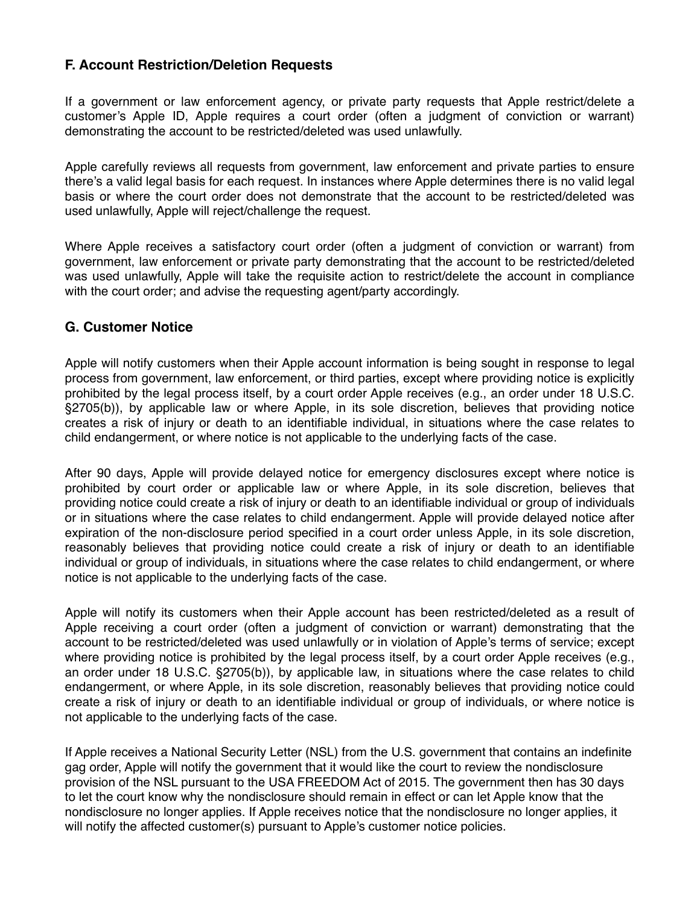### F. Account Restriction/Deletion Requests

If a government or law enforcement agency, or private party requests that Apple restrict/delete a customer's Apple ID, Apple requires a court order (often a judgment of conviction or warrant) demonstrating the account to be restricted/deleted was used unlawfully.

Apple carefully reviews all requests from government, law enforcement and private parties to ensure there's a valid legal basis for each request. In instances where Apple determines there is no valid legal basis or where the court order does not demonstrate that the account to be restricted/deleted was used unlawfully, Apple will reject/challenge the request.

Where Apple receives a satisfactory court order (often a judgment of conviction or warrant) from government, law enforcement or private party demonstrating that the account to be restricted/deleted was used unlawfully, Apple will take the requisite action to restrict/delete the account in compliance with the court order; and advise the requesting agent/party accordingly.

### G. Customer Notice

Apple will notify customers when their Apple account information is being sought in response to legal process from government, law enforcement, or third parties, except where providing notice is explicitly prohibited by the legal process itself, by a court order Apple receives (e.g., an order under 18 U.S.C. §2705(b)), by applicable law or where Apple, in its sole discretion, believes that providing notice creates a risk of injury or death to an identifiable individual, in situations where the case relates to child endangerment, or where notice is not applicable to the underlying facts of the case.

After 90 days, Apple will provide delayed notice for emergency disclosures except where notice is prohibited by court order or applicable law or where Apple, in its sole discretion, believes that providing notice could create a risk of injury or death to an identifiable individual or group of individuals or in situations where the case relates to child endangerment. Apple will provide delayed notice after expiration of the non-disclosure period specified in a court order unless Apple, in its sole discretion, reasonably believes that providing notice could create a risk of injury or death to an identifiable individual or group of individuals, in situations where the case relates to child endangerment, or where notice is not applicable to the underlying facts of the case.

Apple will notify its customers when their Apple account has been restricted/deleted as a result of Apple receiving a court order (often a judgment of conviction or warrant) demonstrating that the account to be restricted/deleted was used unlawfully or in violation of Apple's terms of service; except where providing notice is prohibited by the legal process itself, by a court order Apple receives (e.g., an order under 18 U.S.C. §2705(b)), by applicable law, in situations where the case relates to child endangerment, or where Apple, in its sole discretion, reasonably believes that providing notice could create a risk of injury or death to an identifiable individual or group of individuals, or where notice is not applicable to the underlying facts of the case.

If Apple receives a National Security Letter (NSL) from the U.S. government that contains an indefinite gag order, Apple will notify the government that it would like the court to review the nondisclosure provision of the NSL pursuant to the USA FREEDOM Act of 2015. The government then has 30 days to let the court know why the nondisclosure should remain in effect or can let Apple know that the nondisclosure no longer applies. If Apple receives notice that the nondisclosure no longer applies, it will notify the affected customer(s) pursuant to Apple's customer notice policies.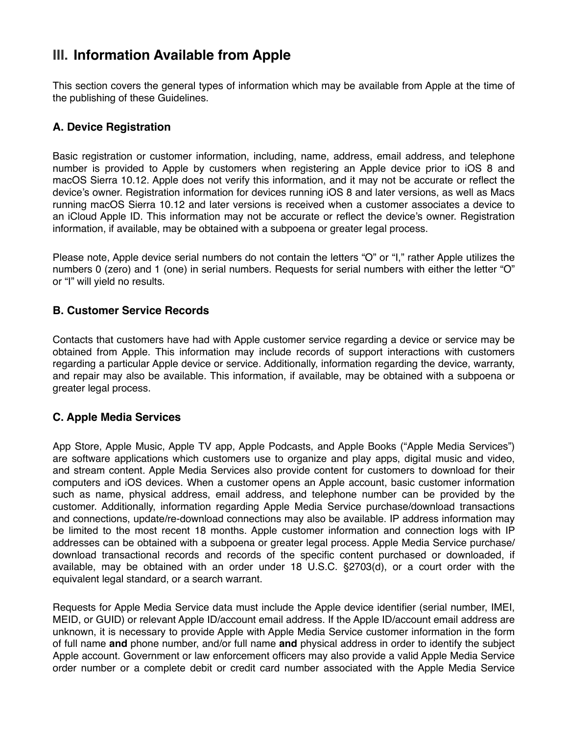## III. Information Available from Apple

This section covers the general types of information which may be available from Apple at the time of the publishing of these Guidelines.

### A. Device Registration

Basic registration or customer information, including, name, address, email address, and telephone number is provided to Apple by customers when registering an Apple device prior to iOS 8 and macOS Sierra 10.12. Apple does not verify this information, and it may not be accurate or reflect the device's owner. Registration information for devices running iOS 8 and later versions, as well as Macs running macOS Sierra 10.12 and later versions is received when a customer associates a device to an iCloud Apple ID. This information may not be accurate or reflect the device's owner. Registration information, if available, may be obtained with a subpoena or greater legal process.

Please note, Apple device serial numbers do not contain the letters "O" or "I," rather Apple utilizes the numbers 0 (zero) and 1 (one) in serial numbers. Requests for serial numbers with either the letter "O" or "I" will yield no results.

### B. Customer Service Records

Contacts that customers have had with Apple customer service regarding a device or service may be obtained from Apple. This information may include records of support interactions with customers regarding a particular Apple device or service. Additionally, information regarding the device, warranty, and repair may also be available. This information, if available, may be obtained with a subpoena or greater legal process.

### C. Apple Media Services

App Store, Apple Music, Apple TV app, Apple Podcasts, and Apple Books ("Apple Media Services") are software applications which customers use to organize and play apps, digital music and video, and stream content. Apple Media Services also provide content for customers to download for their computers and iOS devices. When a customer opens an Apple account, basic customer information such as name, physical address, email address, and telephone number can be provided by the customer. Additionally, information regarding Apple Media Service purchase/download transactions and connections, update/re-download connections may also be available. IP address information may be limited to the most recent 18 months. Apple customer information and connection logs with IP addresses can be obtained with a subpoena or greater legal process. Apple Media Service purchase/download transactional records and records of the specific content purchased or downloaded, if available, may be obtained with an order under 18 U.S.C. §2703(d), or a court order with the equivalent legal standard, or a search warrant.

Requests for Apple Media Service data must include the Apple device identifier (serial number, IMEI, MEID, or GUID) or relevant Apple ID/account email address. If the Apple ID/account email address are unknown, it is necessary to provide Apple with Apple Media Service customer information in the form of full name **and** phone number, and/or full name **and** physical address in order to identify the subject Apple account. Government or law enforcement officers may also provide a valid Apple Media Service order number or a complete debit or credit card number associated with the Apple Media Service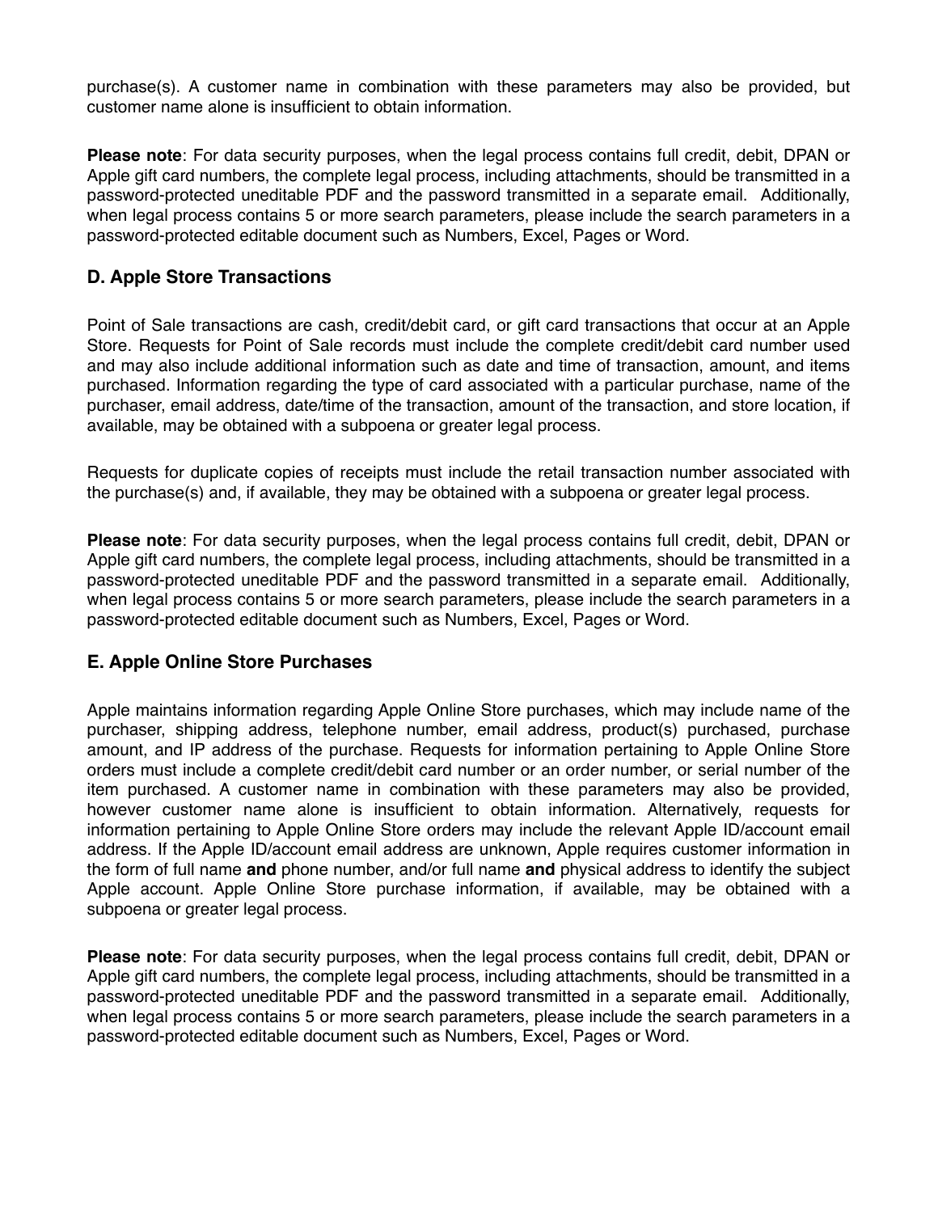purchase(s). A customer name in combination with these parameters may also be provided, but customer name alone is insufficient to obtain information.

**Please note**: For data security purposes, when the legal process contains full credit, debit, DPAN or Apple gift card numbers, the complete legal process, including attachments, should be transmitted in a password-protected uneditable PDF and the password transmitted in a separate email. Additionally, when legal process contains 5 or more search parameters, please include the search parameters in a password-protected editable document such as Numbers, Excel, Pages or Word.

### D. Apple Store Transactions

Point of Sale transactions are cash, credit/debit card, or gift card transactions that occur at an Apple Store. Requests for Point of Sale records must include the complete credit/debit card number used and may also include additional information such as date and time of transaction, amount, and items purchased. Information regarding the type of card associated with a particular purchase, name of the purchaser, email address, date/time of the transaction, amount of the transaction, and store location, if available, may be obtained with a subpoena or greater legal process.

Requests for duplicate copies of receipts must include the retail transaction number associated with the purchase(s) and, if available, they may be obtained with a subpoena or greater legal process.

**Please note**: For data security purposes, when the legal process contains full credit, debit, DPAN or Apple gift card numbers, the complete legal process, including attachments, should be transmitted in a password-protected uneditable PDF and the password transmitted in a separate email. Additionally, when legal process contains 5 or more search parameters, please include the search parameters in a password-protected editable document such as Numbers, Excel, Pages or Word.

### E. Apple Online Store Purchases

Apple maintains information regarding Apple Online Store purchases, which may include name of the purchaser, shipping address, telephone number, email address, product(s) purchased, purchase amount, and IP address of the purchase. Requests for information pertaining to Apple Online Store orders must include a complete credit/debit card number or an order number, or serial number of the item purchased. A customer name in combination with these parameters may also be provided, however customer name alone is insufficient to obtain information. Alternatively, requests for information pertaining to Apple Online Store orders may include the relevant Apple ID/account email address. If the Apple ID/account email address are unknown, Apple requires customer information in the form of full name **and** phone number, and/or full name **and** physical address to identify the subject Apple account. Apple Online Store purchase information, if available, may be obtained with a subpoena or greater legal process.

**Please note**: For data security purposes, when the legal process contains full credit, debit, DPAN or Apple gift card numbers, the complete legal process, including attachments, should be transmitted in a password-protected uneditable PDF and the password transmitted in a separate email. Additionally, when legal process contains 5 or more search parameters, please include the search parameters in a password-protected editable document such as Numbers, Excel, Pages or Word.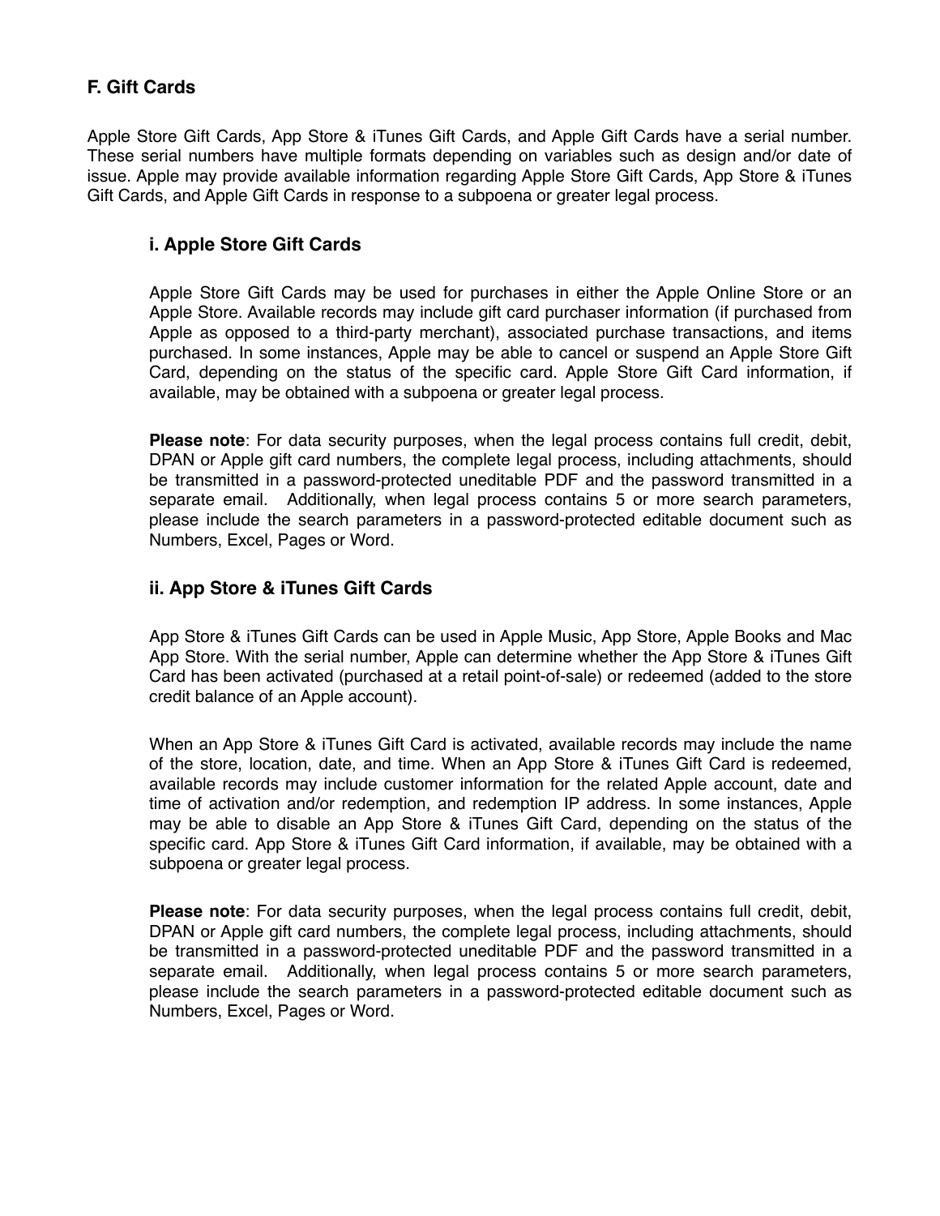## F. Gift Cards

Apple Store Gift Cards, App Store & iTunes Gift Cards, and Apple Gift Cards have a serial number. These serial numbers have multiple formats depending on variables such as design and/or date of issue. Apple may provide available information regarding Apple Store Gift Cards, App Store & iTunes Gift Cards, and Apple Gift Cards in response to a subpoena or greater legal process.

### i. Apple Store Gift Cards

Apple Store Gift Cards may be used for purchases in either the Apple Online Store or an Apple Store. Available records may include gift card purchaser information (if purchased from Apple as opposed to a third-party merchant), associated purchase transactions, and items purchased. In some instances, Apple may be able to cancel or suspend an Apple Store Gift Card, depending on the status of the specific card. Apple Store Gift Card information, if available, may be obtained with a subpoena or greater legal process.

**Please note**: For data security purposes, when the legal process contains full credit, debit, DPAN or Apple gift card numbers, the complete legal process, including attachments, should be transmitted in a password-protected uneditable PDF and the password transmitted in a separate email. Additionally, when legal process contains 5 or more search parameters, please include the search parameters in a password-protected editable document such as Numbers, Excel, Pages or Word.

### ii. App Store & iTunes Gift Cards

App Store & iTunes Gift Cards can be used in Apple Music, App Store, Apple Books and Mac App Store. With the serial number, Apple can determine whether the App Store & iTunes Gift Card has been activated (purchased at a retail point-of-sale) or redeemed (added to the store credit balance of an Apple account).

When an App Store & iTunes Gift Card is activated, available records may include the name of the store, location, date, and time. When an App Store & iTunes Gift Card is redeemed, available records may include customer information for the related Apple account, date and time of activation and/or redemption, and redemption IP address. In some instances, Apple may be able to disable an App Store & iTunes Gift Card, depending on the status of the specific card. App Store & iTunes Gift Card information, if available, may be obtained with a subpoena or greater legal process.

**Please note**: For data security purposes, when the legal process contains full credit, debit, DPAN or Apple gift card numbers, the complete legal process, including attachments, should be transmitted in a password-protected uneditable PDF and the password transmitted in a separate email. Additionally, when legal process contains 5 or more search parameters, please include the search parameters in a password-protected editable document such as Numbers, Excel, Pages or Word.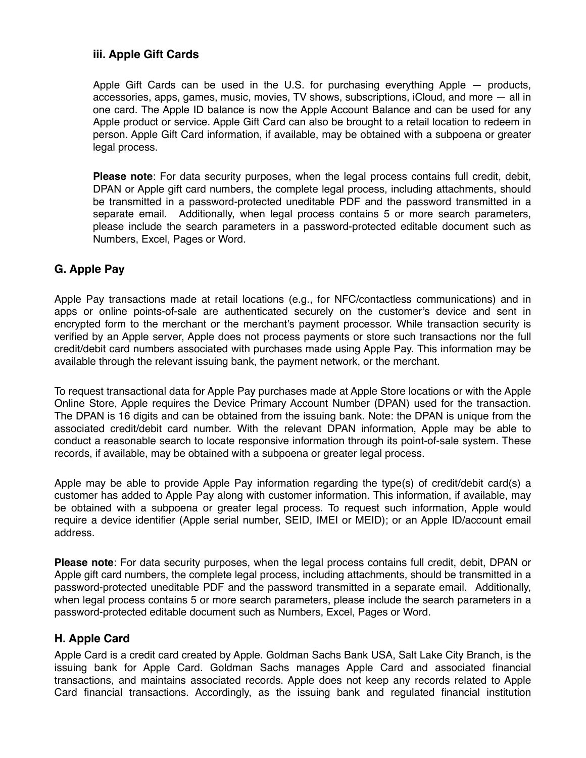### iii. Apple Gift Cards

Apple Gift Cards can be used in the U.S. for purchasing everything Apple — products, accessories, apps, games, music, movies, TV shows, subscriptions, iCloud, and more — all in one card. The Apple ID balance is now the Apple Account Balance and can be used for any Apple product or service. Apple Gift Card can also be brought to a retail location to redeem in person. Apple Gift Card information, if available, may be obtained with a subpoena or greater legal process.

**Please note**: For data security purposes, when the legal process contains full credit, debit, DPAN or Apple gift card numbers, the complete legal process, including attachments, should be transmitted in a password-protected uneditable PDF and the password transmitted in a separate email. Additionally, when legal process contains 5 or more search parameters, please include the search parameters in a password-protected editable document such as Numbers, Excel, Pages or Word.

## G. Apple Pay

Apple Pay transactions made at retail locations (e.g., for NFC/contactless communications) and in apps or online points-of-sale are authenticated securely on the customer's device and sent in encrypted form to the merchant or the merchant's payment processor. While transaction security is verified by an Apple server, Apple does not process payments or store such transactions nor the full credit/debit card numbers associated with purchases made using Apple Pay. This information may be available through the relevant issuing bank, the payment network, or the merchant.

To request transactional data for Apple Pay purchases made at Apple Store locations or with the Apple Online Store, Apple requires the Device Primary Account Number (DPAN) used for the transaction. The DPAN is 16 digits and can be obtained from the issuing bank. Note: the DPAN is unique from the associated credit/debit card number. With the relevant DPAN information, Apple may be able to conduct a reasonable search to locate responsive information through its point-of-sale system. These records, if available, may be obtained with a subpoena or greater legal process.

Apple may be able to provide Apple Pay information regarding the type(s) of credit/debit card(s) a customer has added to Apple Pay along with customer information. This information, if available, may be obtained with a subpoena or greater legal process. To request such information, Apple would require a device identifier (Apple serial number, SEID, IMEI or MEID); or an Apple ID/account email address.

**Please note**: For data security purposes, when the legal process contains full credit, debit, DPAN or Apple gift card numbers, the complete legal process, including attachments, should be transmitted in a password-protected uneditable PDF and the password transmitted in a separate email. Additionally, when legal process contains 5 or more search parameters, please include the search parameters in a password-protected editable document such as Numbers, Excel, Pages or Word.

## H. Apple Card

Apple Card is a credit card created by Apple. Goldman Sachs Bank USA, Salt Lake City Branch, is the issuing bank for Apple Card. Goldman Sachs manages Apple Card and associated financial transactions, and maintains associated records. Apple does not keep any records related to Apple Card financial transactions. Accordingly, as the issuing bank and regulated financial institution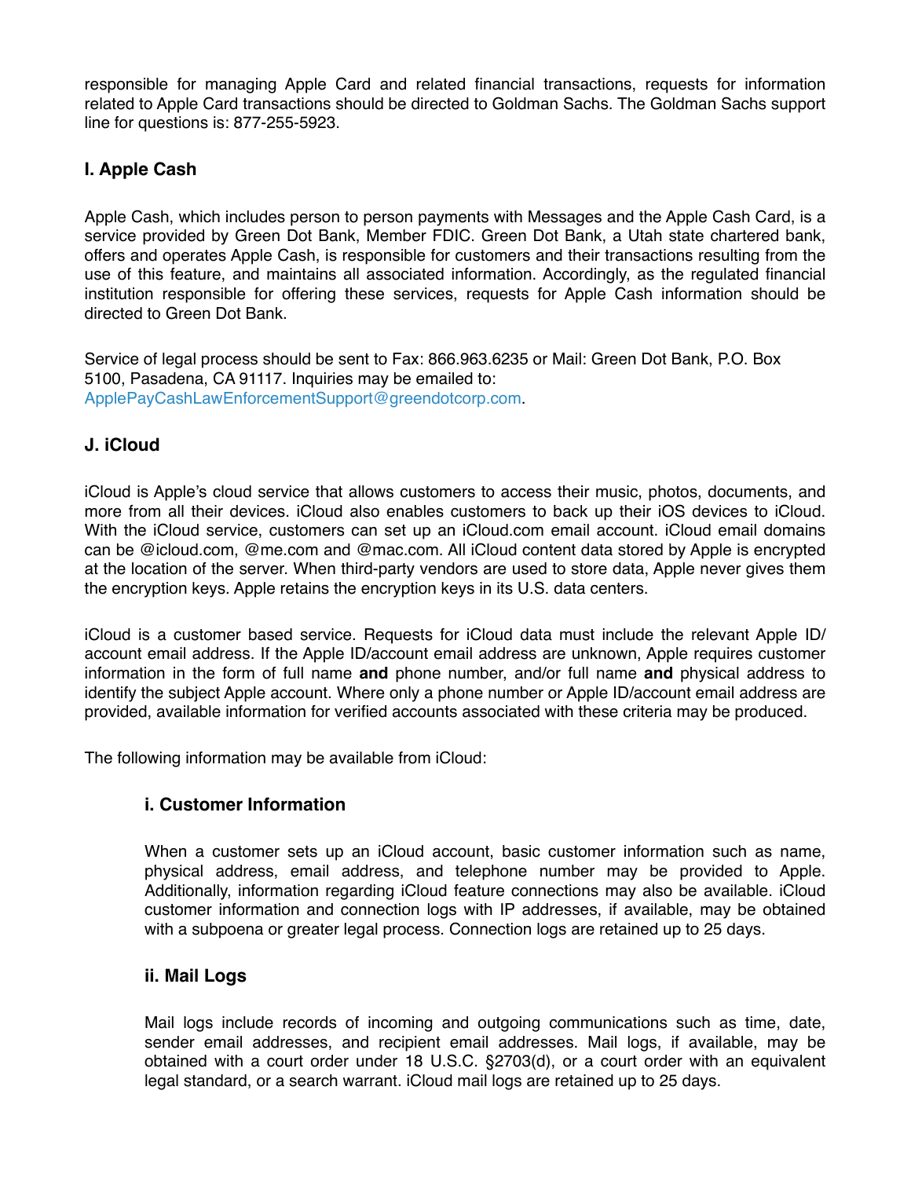responsible for managing Apple Card and related financial transactions, requests for information related to Apple Card transactions should be directed to Goldman Sachs. The Goldman Sachs support line for questions is: 877-255-5923.

### I. Apple Cash

Apple Cash, which includes person to person payments with Messages and the Apple Cash Card, is a service provided by Green Dot Bank, Member FDIC. Green Dot Bank, a Utah state chartered bank, offers and operates Apple Cash, is responsible for customers and their transactions resulting from the use of this feature, and maintains all associated information. Accordingly, as the regulated financial institution responsible for offering these services, requests for Apple Cash information should be directed to Green Dot Bank.

Service of legal process should be sent to Fax: 866.963.6235 or Mail: Green Dot Bank, P.O. Box 5100, Pasadena, CA 91117. Inquiries may be emailed to: ApplePayCashLawEnforcementSupport@greendotcorp.com.

### J. iCloud

iCloud is Apple's cloud service that allows customers to access their music, photos, documents, and more from all their devices. iCloud also enables customers to back up their iOS devices to iCloud. With the iCloud service, customers can set up an iCloud.com email account. iCloud email domains can be @icloud.com, @me.com and @mac.com. All iCloud content data stored by Apple is encrypted at the location of the server. When third-party vendors are used to store data, Apple never gives them the encryption keys. Apple retains the encryption keys in its U.S. data centers.

iCloud is a customer based service. Requests for iCloud data must include the relevant Apple ID/account email address. If the Apple ID/account email address are unknown, Apple requires customer information in the form of full name **and** phone number, and/or full name **and** physical address to identify the subject Apple account. Where only a phone number or Apple ID/account email address are provided, available information for verified accounts associated with these criteria may be produced.

The following information may be available from iCloud:

#### i. Customer Information

When a customer sets up an iCloud account, basic customer information such as name, physical address, email address, and telephone number may be provided to Apple. Additionally, information regarding iCloud feature connections may also be available. iCloud customer information and connection logs with IP addresses, if available, may be obtained with a subpoena or greater legal process. Connection logs are retained up to 25 days.

#### ii. Mail Logs

Mail logs include records of incoming and outgoing communications such as time, date, sender email addresses, and recipient email addresses. Mail logs, if available, may be obtained with a court order under 18 U.S.C. §2703(d), or a court order with an equivalent legal standard, or a search warrant. iCloud mail logs are retained up to 25 days.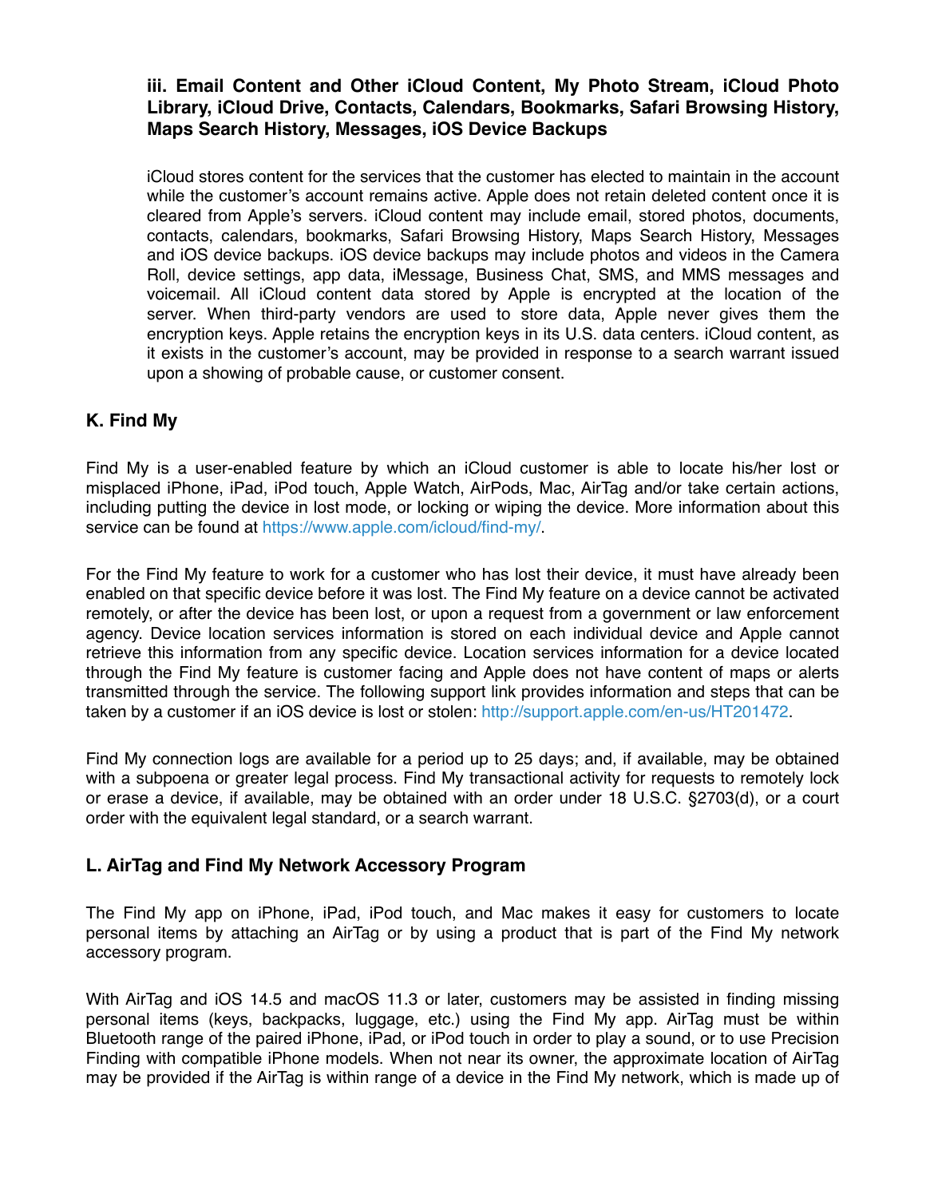### iii. Email Content and Other iCloud Content, My Photo Stream, iCloud Photo Library, iCloud Drive, Contacts, Calendars, Bookmarks, Safari Browsing History, Maps Search History, Messages, iOS Device Backups

iCloud stores content for the services that the customer has elected to maintain in the account while the customer's account remains active. Apple does not retain deleted content once it is cleared from Apple's servers. iCloud content may include email, stored photos, documents, contacts, calendars, bookmarks, Safari Browsing History, Maps Search History, Messages and iOS device backups. iOS device backups may include photos and videos in the Camera Roll, device settings, app data, iMessage, Business Chat, SMS, and MMS messages and voicemail. All iCloud content data stored by Apple is encrypted at the location of the server. When third-party vendors are used to store data, Apple never gives them the encryption keys. Apple retains the encryption keys in its U.S. data centers. iCloud content, as it exists in the customer's account, may be provided in response to a search warrant issued upon a showing of probable cause, or customer consent.

## K. Find My

Find My is a user-enabled feature by which an iCloud customer is able to locate his/her lost or misplaced iPhone, iPad, iPod touch, Apple Watch, AirPods, Mac, AirTag and/or take certain actions, including putting the device in lost mode, or locking or wiping the device. More information about this service can be found at https://www.apple.com/icloud/find-my/.

For the Find My feature to work for a customer who has lost their device, it must have already been enabled on that specific device before it was lost. The Find My feature on a device cannot be activated remotely, or after the device has been lost, or upon a request from a government or law enforcement agency. Device location services information is stored on each individual device and Apple cannot retrieve this information from any specific device. Location services information for a device located through the Find My feature is customer facing and Apple does not have content of maps or alerts transmitted through the service. The following support link provides information and steps that can be taken by a customer if an iOS device is lost or stolen: http://support.apple.com/en-us/HT201472.

Find My connection logs are available for a period up to 25 days; and, if available, may be obtained with a subpoena or greater legal process. Find My transactional activity for requests to remotely lock or erase a device, if available, may be obtained with an order under 18 U.S.C. §2703(d), or a court order with the equivalent legal standard, or a search warrant.

## L. AirTag and Find My Network Accessory Program

The Find My app on iPhone, iPad, iPod touch, and Mac makes it easy for customers to locate personal items by attaching an AirTag or by using a product that is part of the Find My network accessory program.

With AirTag and iOS 14.5 and macOS 11.3 or later, customers may be assisted in finding missing personal items (keys, backpacks, luggage, etc.) using the Find My app. AirTag must be within Bluetooth range of the paired iPhone, iPad, or iPod touch in order to play a sound, or to use Precision Finding with compatible iPhone models. When not near its owner, the approximate location of AirTag may be provided if the AirTag is within range of a device in the Find My network, which is made up of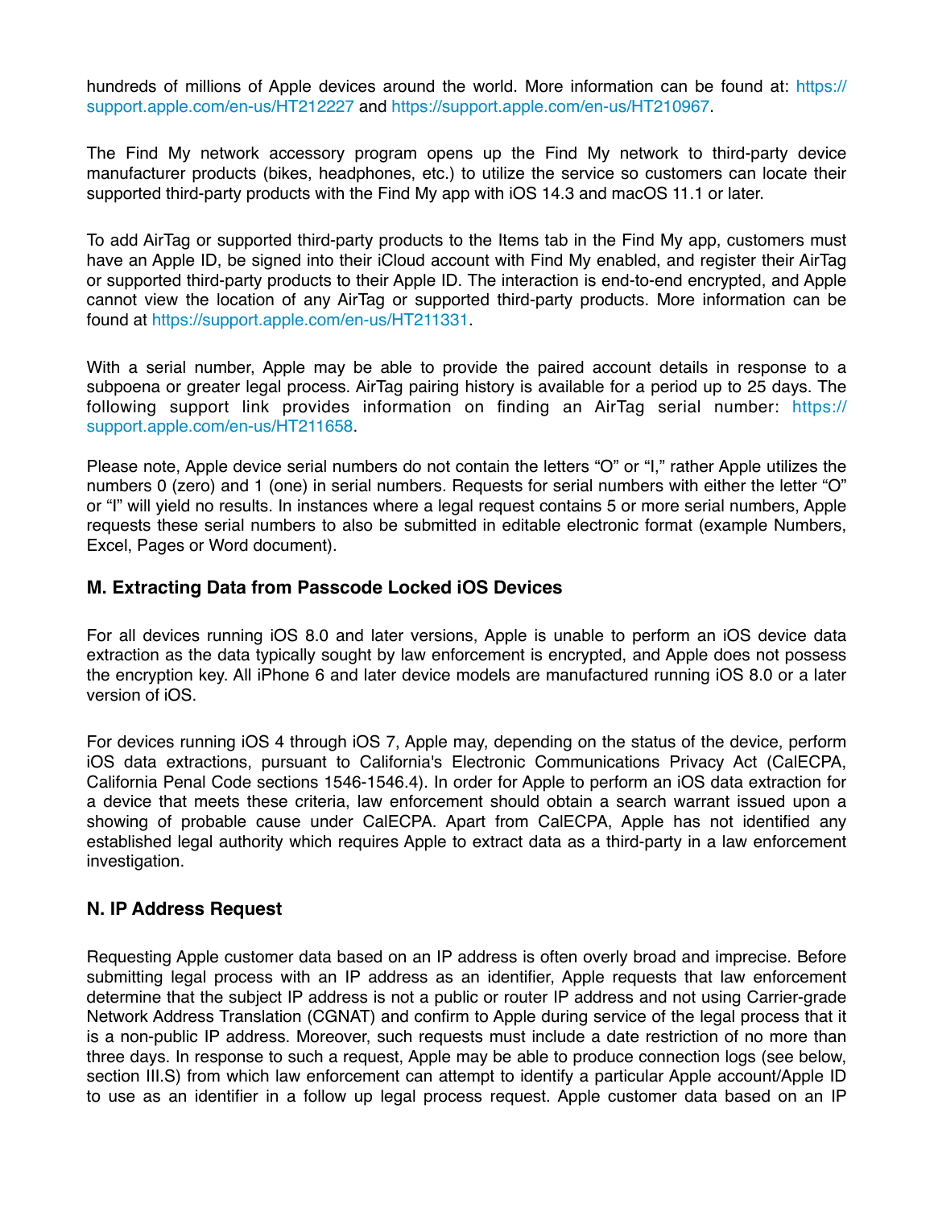hundreds of millions of Apple devices around the world. More information can be found at: https://support.apple.com/en-us/HT212227 and https://support.apple.com/en-us/HT210967.

The Find My network accessory program opens up the Find My network to third-party device manufacturer products (bikes, headphones, etc.) to utilize the service so customers can locate their supported third-party products with the Find My app with iOS 14.3 and macOS 11.1 or later.

To add AirTag or supported third-party products to the Items tab in the Find My app, customers must have an Apple ID, be signed into their iCloud account with Find My enabled, and register their AirTag or supported third-party products to their Apple ID. The interaction is end-to-end encrypted, and Apple cannot view the location of any AirTag or supported third-party products. More information can be found at https://support.apple.com/en-us/HT211331.

With a serial number, Apple may be able to provide the paired account details in response to a subpoena or greater legal process. AirTag pairing history is available for a period up to 25 days. The following support link provides information on finding an AirTag serial number: https://support.apple.com/en-us/HT211658.

Please note, Apple device serial numbers do not contain the letters "O" or "I," rather Apple utilizes the numbers 0 (zero) and 1 (one) in serial numbers. Requests for serial numbers with either the letter "O" or "I" will yield no results. In instances where a legal request contains 5 or more serial numbers, Apple requests these serial numbers to also be submitted in editable electronic format (example Numbers, Excel, Pages or Word document).

### M. Extracting Data from Passcode Locked iOS Devices

For all devices running iOS 8.0 and later versions, Apple is unable to perform an iOS device data extraction as the data typically sought by law enforcement is encrypted, and Apple does not possess the encryption key. All iPhone 6 and later device models are manufactured running iOS 8.0 or a later version of iOS.

For devices running iOS 4 through iOS 7, Apple may, depending on the status of the device, perform iOS data extractions, pursuant to California's Electronic Communications Privacy Act (CalECPA, California Penal Code sections 1546-1546.4). In order for Apple to perform an iOS data extraction for a device that meets these criteria, law enforcement should obtain a search warrant issued upon a showing of probable cause under CalECPA. Apart from CalECPA, Apple has not identified any established legal authority which requires Apple to extract data as a third-party in a law enforcement investigation.

### N. IP Address Request

Requesting Apple customer data based on an IP address is often overly broad and imprecise. Before submitting legal process with an IP address as an identifier, Apple requests that law enforcement determine that the subject IP address is not a public or router IP address and not using Carrier-grade Network Address Translation (CGNAT) and confirm to Apple during service of the legal process that it is a non-public IP address. Moreover, such requests must include a date restriction of no more than three days. In response to such a request, Apple may be able to produce connection logs (see below, section III.S) from which law enforcement can attempt to identify a particular Apple account/Apple ID to use as an identifier in a follow up legal process request. Apple customer data based on an IP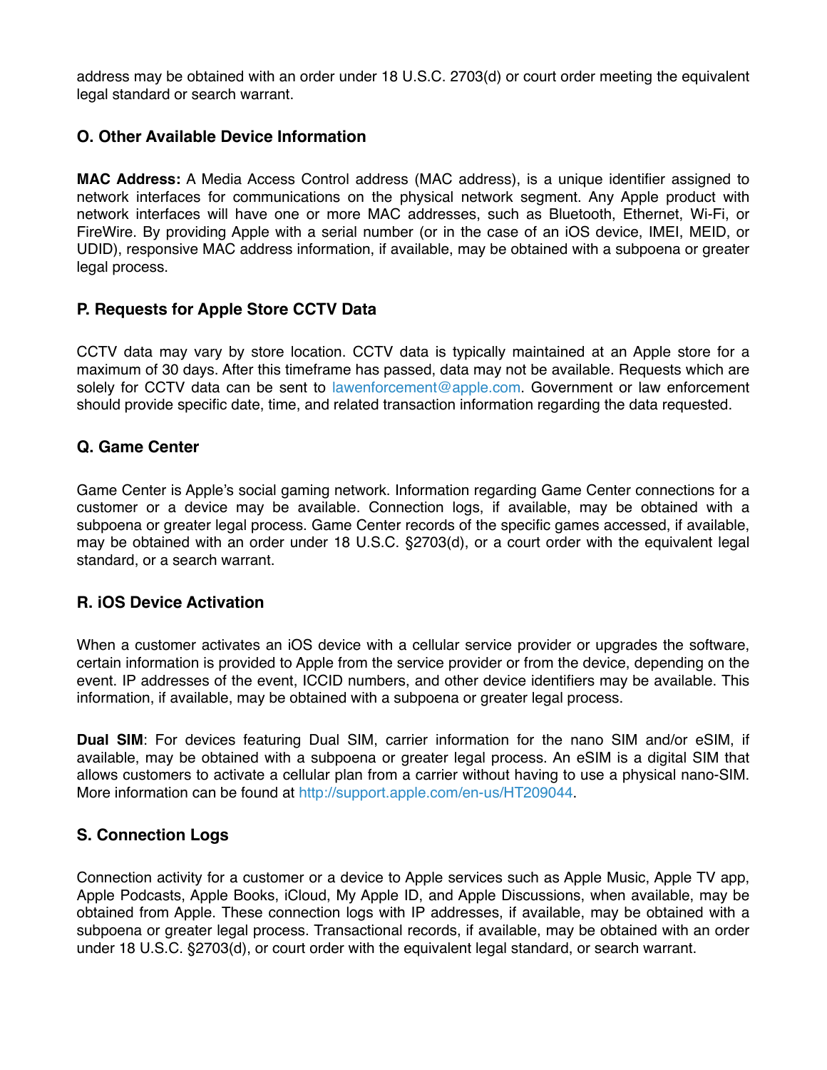address may be obtained with an order under 18 U.S.C. 2703(d) or court order meeting the equivalent legal standard or search warrant.

### O. Other Available Device Information

**MAC Address:** A Media Access Control address (MAC address), is a unique identifier assigned to network interfaces for communications on the physical network segment. Any Apple product with network interfaces will have one or more MAC addresses, such as Bluetooth, Ethernet, Wi-Fi, or FireWire. By providing Apple with a serial number (or in the case of an iOS device, IMEI, MEID, or UDID), responsive MAC address information, if available, may be obtained with a subpoena or greater legal process.

### P. Requests for Apple Store CCTV Data

CCTV data may vary by store location. CCTV data is typically maintained at an Apple store for a maximum of 30 days. After this timeframe has passed, data may not be available. Requests which are solely for CCTV data can be sent to lawenforcement@apple.com. Government or law enforcement should provide specific date, time, and related transaction information regarding the data requested.

### Q. Game Center

Game Center is Apple's social gaming network. Information regarding Game Center connections for a customer or a device may be available. Connection logs, if available, may be obtained with a subpoena or greater legal process. Game Center records of the specific games accessed, if available, may be obtained with an order under 18 U.S.C. §2703(d), or a court order with the equivalent legal standard, or a search warrant.

### R. iOS Device Activation

When a customer activates an iOS device with a cellular service provider or upgrades the software, certain information is provided to Apple from the service provider or from the device, depending on the event. IP addresses of the event, ICCID numbers, and other device identifiers may be available. This information, if available, may be obtained with a subpoena or greater legal process.

**Dual SIM**: For devices featuring Dual SIM, carrier information for the nano SIM and/or eSIM, if available, may be obtained with a subpoena or greater legal process. An eSIM is a digital SIM that allows customers to activate a cellular plan from a carrier without having to use a physical nano-SIM. More information can be found at http://support.apple.com/en-us/HT209044.

### S. Connection Logs

Connection activity for a customer or a device to Apple services such as Apple Music, Apple TV app, Apple Podcasts, Apple Books, iCloud, My Apple ID, and Apple Discussions, when available, may be obtained from Apple. These connection logs with IP addresses, if available, may be obtained with a subpoena or greater legal process. Transactional records, if available, may be obtained with an order under 18 U.S.C. §2703(d), or court order with the equivalent legal standard, or search warrant.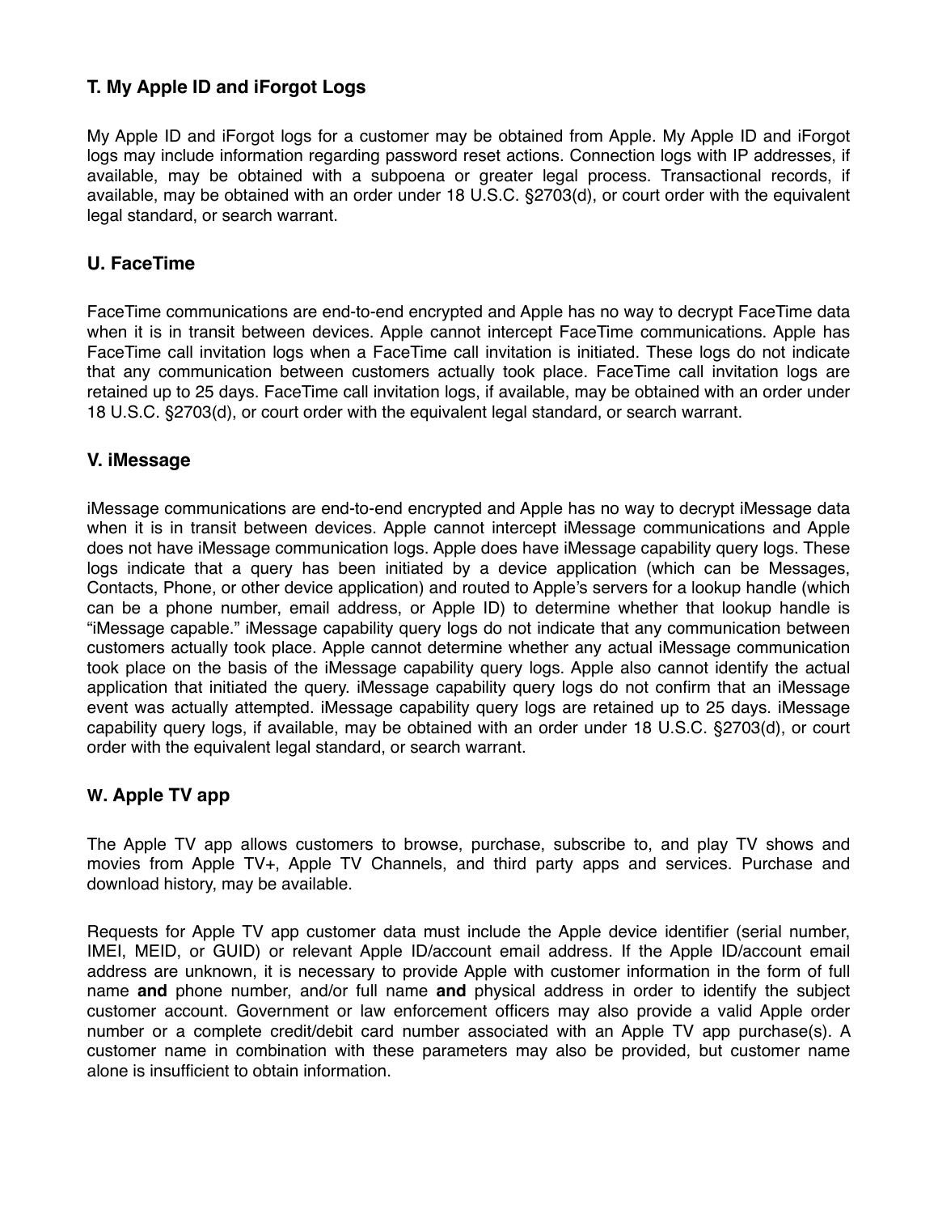## T. My Apple ID and iForgot Logs

My Apple ID and iForgot logs for a customer may be obtained from Apple. My Apple ID and iForgot logs may include information regarding password reset actions. Connection logs with IP addresses, if available, may be obtained with a subpoena or greater legal process. Transactional records, if available, may be obtained with an order under 18 U.S.C. §2703(d), or court order with the equivalent legal standard, or search warrant.

## U. FaceTime

FaceTime communications are end-to-end encrypted and Apple has no way to decrypt FaceTime data when it is in transit between devices. Apple cannot intercept FaceTime communications. Apple has FaceTime call invitation logs when a FaceTime call invitation is initiated. These logs do not indicate that any communication between customers actually took place. FaceTime call invitation logs are retained up to 25 days. FaceTime call invitation logs, if available, may be obtained with an order under 18 U.S.C. §2703(d), or court order with the equivalent legal standard, or search warrant.

## V. iMessage

iMessage communications are end-to-end encrypted and Apple has no way to decrypt iMessage data when it is in transit between devices. Apple cannot intercept iMessage communications and Apple does not have iMessage communication logs. Apple does have iMessage capability query logs. These logs indicate that a query has been initiated by a device application (which can be Messages, Contacts, Phone, or other device application) and routed to Apple's servers for a lookup handle (which can be a phone number, email address, or Apple ID) to determine whether that lookup handle is "iMessage capable." iMessage capability query logs do not indicate that any communication between customers actually took place. Apple cannot determine whether any actual iMessage communication took place on the basis of the iMessage capability query logs. Apple also cannot identify the actual application that initiated the query. iMessage capability query logs do not confirm that an iMessage event was actually attempted. iMessage capability query logs are retained up to 25 days. iMessage capability query logs, if available, may be obtained with an order under 18 U.S.C. §2703(d), or court order with the equivalent legal standard, or search warrant.

## W. Apple TV app

The Apple TV app allows customers to browse, purchase, subscribe to, and play TV shows and movies from Apple TV+, Apple TV Channels, and third party apps and services. Purchase and download history, may be available.

Requests for Apple TV app customer data must include the Apple device identifier (serial number, IMEI, MEID, or GUID) or relevant Apple ID/account email address. If the Apple ID/account email address are unknown, it is necessary to provide Apple with customer information in the form of full name **and** phone number, and/or full name **and** physical address in order to identify the subject customer account. Government or law enforcement officers may also provide a valid Apple order number or a complete credit/debit card number associated with an Apple TV app purchase(s). A customer name in combination with these parameters may also be provided, but customer name alone is insufficient to obtain information.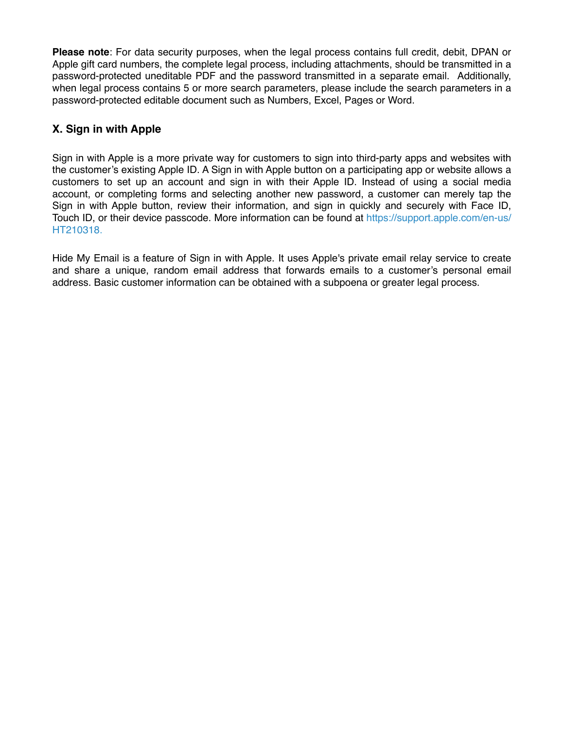**Please note**: For data security purposes, when the legal process contains full credit, debit, DPAN or Apple gift card numbers, the complete legal process, including attachments, should be transmitted in a password-protected uneditable PDF and the password transmitted in a separate email. Additionally, when legal process contains 5 or more search parameters, please include the search parameters in a password-protected editable document such as Numbers, Excel, Pages or Word.

## X. Sign in with Apple

Sign in with Apple is a more private way for customers to sign into third-party apps and websites with the customer's existing Apple ID. A Sign in with Apple button on a participating app or website allows a customers to set up an account and sign in with their Apple ID. Instead of using a social media account, or completing forms and selecting another new password, a customer can merely tap the Sign in with Apple button, review their information, and sign in quickly and securely with Face ID, Touch ID, or their device passcode. More information can be found at https://support.apple.com/en-us/HT210318.

Hide My Email is a feature of Sign in with Apple. It uses Apple's private email relay service to create and share a unique, random email address that forwards emails to a customer's personal email address. Basic customer information can be obtained with a subpoena or greater legal process.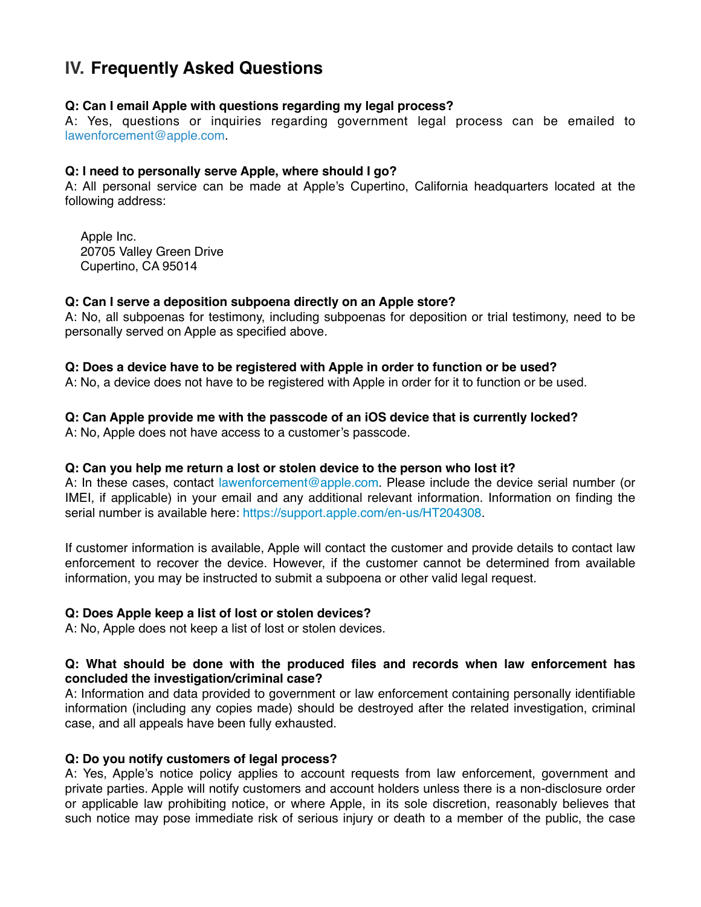## IV. Frequently Asked Questions

**Q: Can I email Apple with questions regarding my legal process?**
A: Yes, questions or inquiries regarding government legal process can be emailed to lawenforcement@apple.com.

**Q: I need to personally serve Apple, where should I go?**
A: All personal service can be made at Apple's Cupertino, California headquarters located at the following address:

Apple Inc.
20705 Valley Green Drive
Cupertino, CA 95014

**Q: Can I serve a deposition subpoena directly on an Apple store?**
A: No, all subpoenas for testimony, including subpoenas for deposition or trial testimony, need to be personally served on Apple as specified above.

**Q: Does a device have to be registered with Apple in order to function or be used?**
A: No, a device does not have to be registered with Apple in order for it to function or be used.

**Q: Can Apple provide me with the passcode of an iOS device that is currently locked?**
A: No, Apple does not have access to a customer's passcode.

**Q: Can you help me return a lost or stolen device to the person who lost it?**
A: In these cases, contact lawenforcement@apple.com. Please include the device serial number (or IMEI, if applicable) in your email and any additional relevant information. Information on finding the serial number is available here: https://support.apple.com/en-us/HT204308.

If customer information is available, Apple will contact the customer and provide details to contact law enforcement to recover the device. However, if the customer cannot be determined from available information, you may be instructed to submit a subpoena or other valid legal request.

**Q: Does Apple keep a list of lost or stolen devices?**
A: No, Apple does not keep a list of lost or stolen devices.

**Q: What should be done with the produced files and records when law enforcement has concluded the investigation/criminal case?**
A: Information and data provided to government or law enforcement containing personally identifiable information (including any copies made) should be destroyed after the related investigation, criminal case, and all appeals have been fully exhausted.

**Q: Do you notify customers of legal process?**
A: Yes, Apple's notice policy applies to account requests from law enforcement, government and private parties. Apple will notify customers and account holders unless there is a non-disclosure order or applicable law prohibiting notice, or where Apple, in its sole discretion, reasonably believes that such notice may pose immediate risk of serious injury or death to a member of the public, the case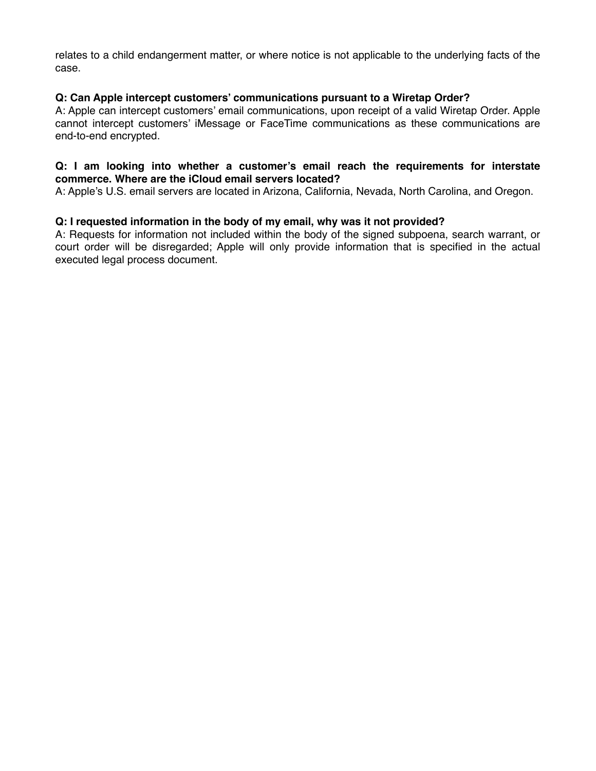relates to a child endangerment matter, or where notice is not applicable to the underlying facts of the case.

**Q: Can Apple intercept customers' communications pursuant to a Wiretap Order?**
A: Apple can intercept customers' email communications, upon receipt of a valid Wiretap Order. Apple cannot intercept customers' iMessage or FaceTime communications as these communications are end-to-end encrypted.

**Q: I am looking into whether a customer's email reach the requirements for interstate commerce. Where are the iCloud email servers located?**
A: Apple's U.S. email servers are located in Arizona, California, Nevada, North Carolina, and Oregon.

**Q: I requested information in the body of my email, why was it not provided?**
A: Requests for information not included within the body of the signed subpoena, search warrant, or court order will be disregarded; Apple will only provide information that is specified in the actual executed legal process document.